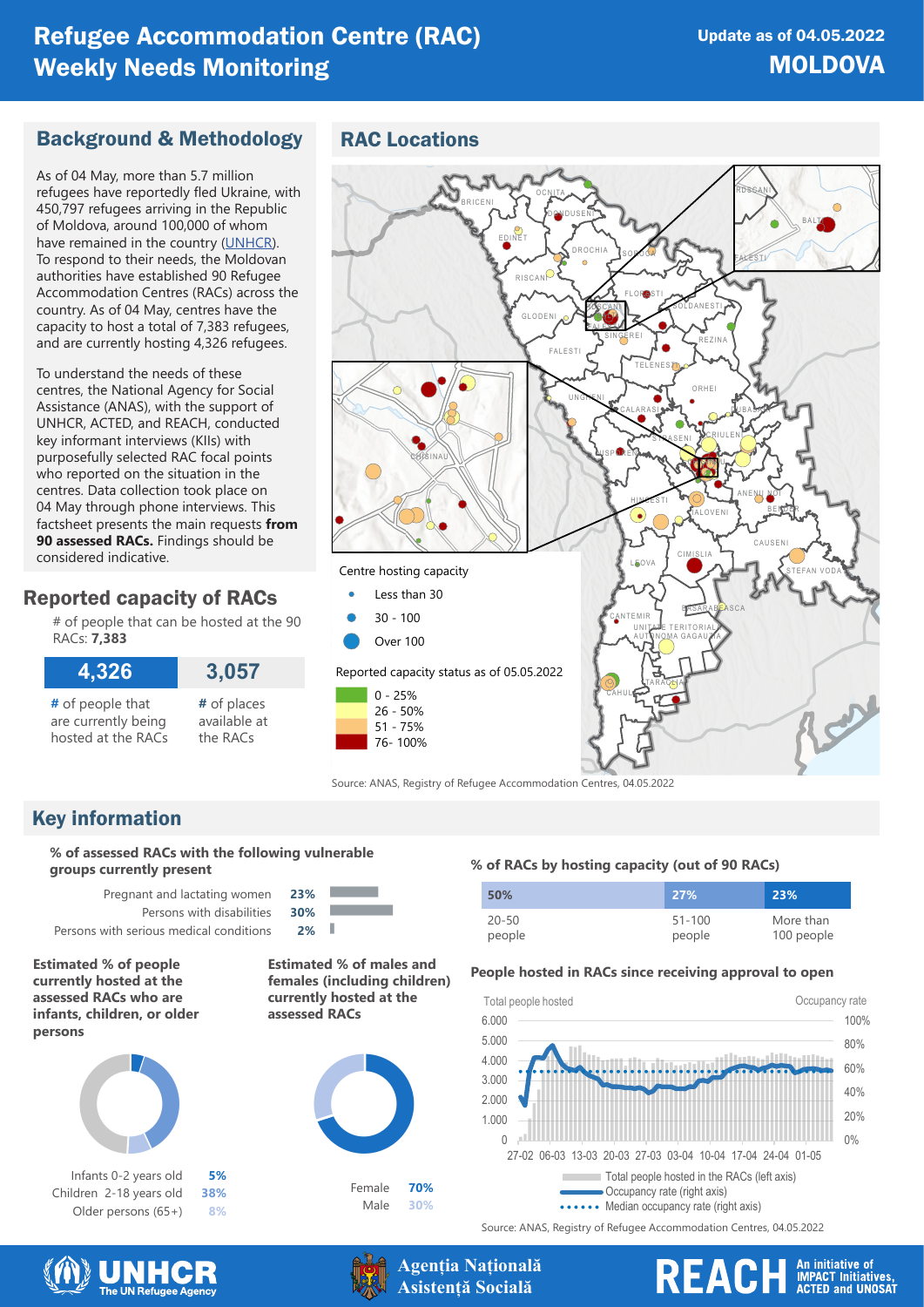# Refugee Accommodation Centre (RAC) Weekly Needs Monitoring

**Update as of 04.05.2022**
**MOLDOVA**

## Background & Methodology

As of 04 May, more than 5.7 million refugees have reportedly fled Ukraine, with 450,797 refugees arriving in the Republic of Moldova, around 100,000 of whom have remained in the country (UNHCR). To respond to their needs, the Moldovan authorities have established 90 Refugee Accommodation Centres (RACs) across the country. As of 04 May, centres have the capacity to host a total of 7,383 refugees, and are currently hosting 4,326 refugees.

To understand the needs of these centres, the National Agency for Social Assistance (ANAS), with the support of UNHCR, ACTED, and REACH, conducted key informant interviews (KIIs) with purposefully selected RAC focal points who reported on the situation in the centres. Data collection took place on 04 May through phone interviews. This factsheet presents the main requests **from 90 assessed RACs.** Findings should be considered indicative.

## RAC Locations

Centre hosting capacity
- Less than 30
- 30 - 100
- Over 100

Reported capacity status as of 05.05.2022
- 0 - 25%
- 26 - 50%
- 51 - 75%
- 76- 100%

Source: ANAS, Registry of Refugee Accommodation Centres, 04.05.2022

## Reported capacity of RACs

# of people that can be hosted at the 90 RACs: **7,383**

| 4,326 | 3,057 |
|---|---|
| # of people that are currently being hosted at the RACs | # of places available at the RACs |

## Key information

**% of assessed RACs with the following vulnerable groups currently present**

Pregnant and lactating women **23%**
Persons with disabilities **30%**
Persons with serious medical conditions **2%**

**% of RACs by hosting capacity (out of 90 RACs)**

| 50% | 27% | 23% |
|---|---|---|
| 20-50 people | 51-100 people | More than 100 people |

**Estimated % of people currently hosted at the assessed RACs who are infants, children, or older persons**

Infants 0-2 years old **5%**
Children 2-18 years old **38%**
Older persons (65+) **8%**

**Estimated % of males and females (including children) currently hosted at the assessed RACs**

Female **70%**
Male **30%**

**People hosted in RACs since receiving approval to open**

Total people hosted
Occupancy rate
6.000
5.000
4.000
3.000
2.000
1.000
0
100%
80%
60%
40%
20%
0%
27-02 06-03 13-03 20-03 27-03 03-04 10-04 17-04 24-04 01-05

Total people hosted in the RACs (left axis)
Occupancy rate (right axis)
Median occupancy rate (right axis)

Source: ANAS, Registry of Refugee Accommodation Centres, 04.05.2022

UNHCR The UN Refugee Agency | Agenția Națională Asistență Socială | REACH An initiative of IMPACT Initiatives, ACTED and UNOSAT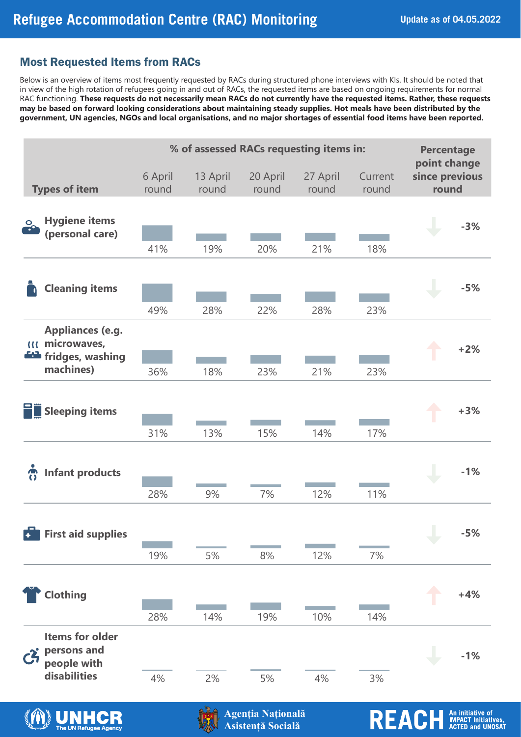## Most Requested Items from RACs

Below is an overview of items most frequently requested by RACs during structured phone interviews with KIs. It should be noted that in view of the high rotation of refugees going in and out of RACs, the requested items are based on ongoing requirements for normal RAC functioning. **These requests do not necessarily mean RACs do not currently have the requested items. Rather, these requests may be based on forward looking considerations about maintaining steady supplies. Hot meals have been distributed by the government, UN agencies, NGOs and local organisations, and no major shortages of essential food items have been reported.**

| Types of item | % of assessed RACs requesting items in: | | | | | Percentage point change since previous round |
|---|---|---|---|---|---|---|
| | 6 April round | 13 April round | 20 April round | 27 April round | Current round | |
| Hygiene items (personal care) | 41% | 19% | 20% | 21% | 18% | -3% |
| Cleaning items | 49% | 28% | 22% | 28% | 23% | -5% |
| Appliances (e.g. microwaves, fridges, washing machines) | 36% | 18% | 23% | 21% | 23% | +2% |
| Sleeping items | 31% | 13% | 15% | 14% | 17% | +3% |
| Infant products | 28% | 9% | 7% | 12% | 11% | -1% |
| First aid supplies | 19% | 5% | 8% | 12% | 7% | -5% |
| Clothing | 28% | 14% | 19% | 10% | 14% | +4% |
| Items for older persons and people with disabilities | 4% | 2% | 5% | 4% | 3% | -1% |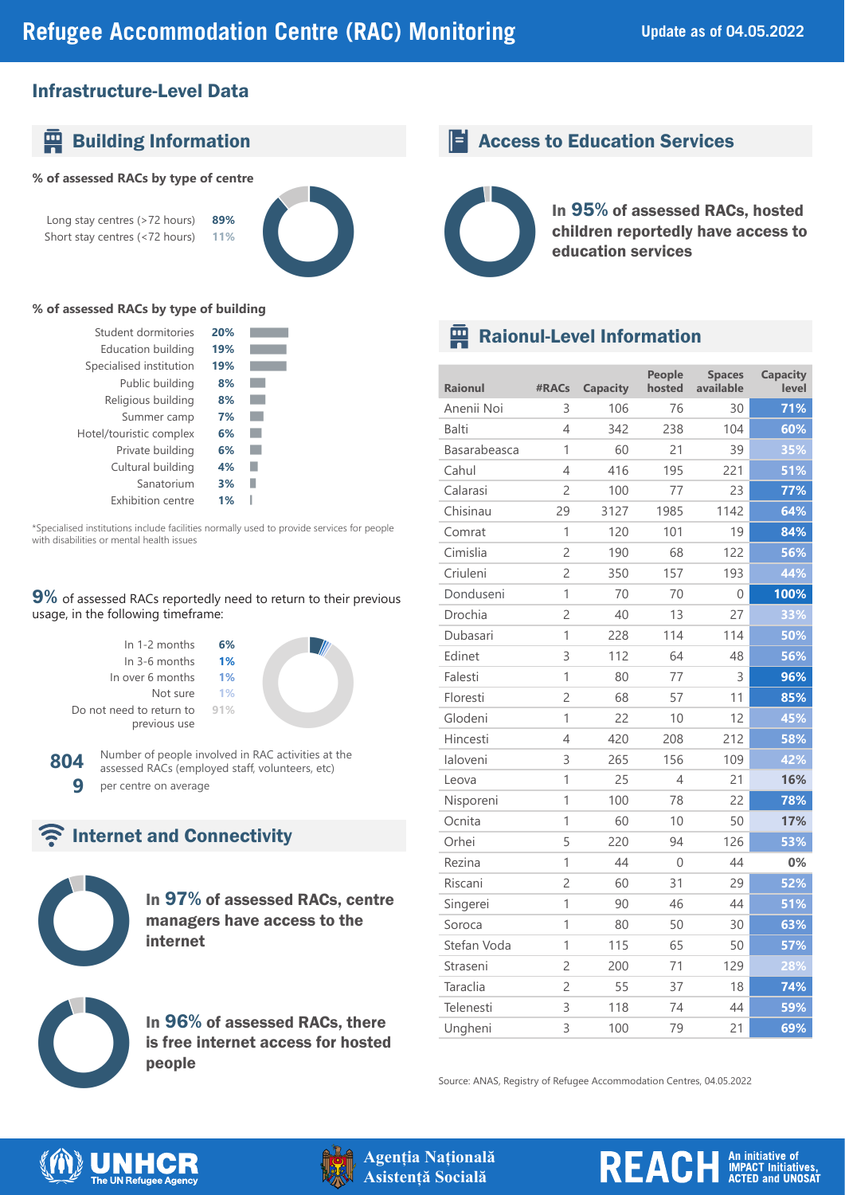# Refugee Accommodation Centre (RAC) Monitoring

Update as of 04.05.2022

## Infrastructure-Level Data

### Building Information

**% of assessed RACs by type of centre**

Long stay centres (>72 hours) 89%
Short stay centres (<72 hours) 11%

**% of assessed RACs by type of building**

Student dormitories 20%
Education building 19%
Specialised institution 19%
Public building 8%
Religious building 8%
Summer camp 7%
Hotel/touristic complex 6%
Private building 6%
Cultural building 4%
Sanatorium 3%
Exhibition centre 1%

*Specialised institutions include facilities normally used to provide services for people with disabilities or mental health issues

**9%** of assessed RACs reportedly need to return to their previous usage, in the following timeframe:

In 1-2 months 6%
In 3-6 months 1%
In over 6 months 1%
Not sure 1%
Do not need to return to previous use 91%

**8049** Number of people involved in RAC activities at the assessed RACs (employed staff, volunteers, etc) per centre on average

### Internet and Connectivity

In **97%** of assessed RACs, centre managers have access to the internet

In **96%** of assessed RACs, there is free internet access for hosted people

### Access to Education Services

In **95%** of assessed RACs, hosted children reportedly have access to education services

### Raionul-Level Information

| Raionul | #RACs | Capacity | People hosted | Spaces available | Capacity level |
|---|---|---|---|---|---|
| Anenii Noi | 3 | 106 | 76 | 30 | 71% |
| Balti | 4 | 342 | 238 | 104 | 60% |
| Basarabeasca | 1 | 60 | 21 | 39 | 35% |
| Cahul | 4 | 416 | 195 | 221 | 51% |
| Calarasi | 2 | 100 | 77 | 23 | 77% |
| Chisinau | 29 | 3127 | 1985 | 1142 | 64% |
| Comrat | 1 | 120 | 101 | 19 | 84% |
| Cimislia | 2 | 190 | 68 | 122 | 56% |
| Criuleni | 2 | 350 | 157 | 193 | 44% |
| Donduseni | 1 | 70 | 70 | 0 | 100% |
| Drochia | 2 | 40 | 13 | 27 | 33% |
| Dubasari | 1 | 228 | 114 | 114 | 50% |
| Edinet | 3 | 112 | 64 | 48 | 56% |
| Falesti | 1 | 80 | 77 | 3 | 96% |
| Floresti | 2 | 68 | 57 | 11 | 85% |
| Glodeni | 1 | 22 | 10 | 12 | 45% |
| Hincesti | 4 | 420 | 208 | 212 | 58% |
| Ialoveni | 3 | 265 | 156 | 109 | 42% |
| Leova | 1 | 25 | 4 | 21 | 16% |
| Nisporeni | 1 | 100 | 78 | 22 | 78% |
| Ocnita | 1 | 60 | 10 | 50 | 17% |
| Orhei | 5 | 220 | 94 | 126 | 53% |
| Rezina | 1 | 44 | 0 | 44 | 0% |
| Riscani | 2 | 60 | 31 | 29 | 52% |
| Singerei | 1 | 90 | 46 | 44 | 51% |
| Soroca | 1 | 80 | 50 | 30 | 63% |
| Stefan Voda | 1 | 115 | 65 | 50 | 57% |
| Straseni | 2 | 200 | 71 | 129 | 28% |
| Taraclia | 2 | 55 | 37 | 18 | 74% |
| Telenesti | 3 | 118 | 74 | 44 | 59% |
| Ungheni | 3 | 100 | 79 | 21 | 69% |

Source: ANAS, Registry of Refugee Accommodation Centres, 04.05.2022

UNHCR The UN Refugee Agency | Agenția Națională Asistență Socială | REACH An initiative of IMPACT Initiatives, ACTED and UNOSAT